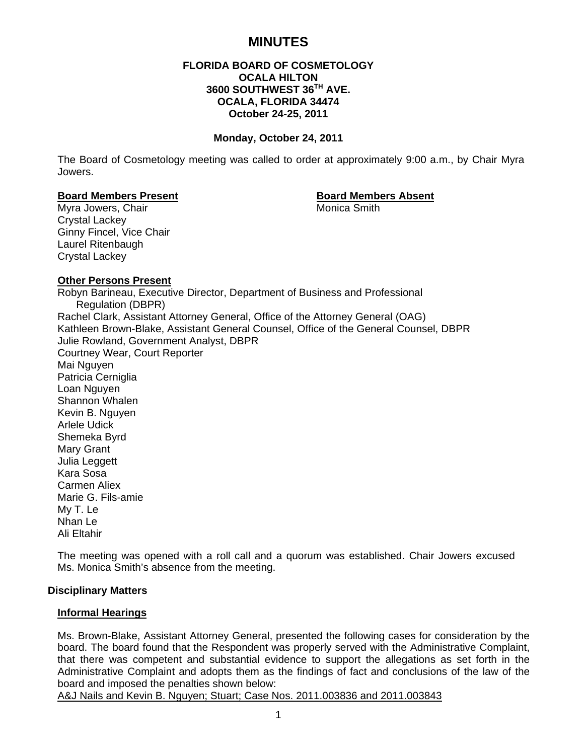# MINUTES

**FLORIDA BOARD OF COSMETOLOGY**
**OCALA HILTON**
**3600 SOUTHWEST 36TH AVE.**
**OCALA, FLORIDA 34474**
**October 24-25, 2011**

**Monday, October 24, 2011**

The Board of Cosmetology meeting was called to order at approximately 9:00 a.m., by Chair Myra Jowers.

**Board Members Present**
Myra Jowers, Chair
Crystal Lackey
Ginny Fincel, Vice Chair
Laurel Ritenbaugh
Crystal Lackey

**Board Members Absent**
Monica Smith

**Other Persons Present**
Robyn Barineau, Executive Director, Department of Business and Professional Regulation (DBPR)
Rachel Clark, Assistant Attorney General, Office of the Attorney General (OAG)
Kathleen Brown-Blake, Assistant General Counsel, Office of the General Counsel, DBPR
Julie Rowland, Government Analyst, DBPR
Courtney Wear, Court Reporter
Mai Nguyen
Patricia Cerniglia
Loan Nguyen
Shannon Whalen
Kevin B. Nguyen
Arlele Udick
Shemeka Byrd
Mary Grant
Julia Leggett
Kara Sosa
Carmen Aliex
Marie G. Fils-amie
My T. Le
Nhan Le
Ali Eltahir

The meeting was opened with a roll call and a quorum was established. Chair Jowers excused Ms. Monica Smith's absence from the meeting.

## Disciplinary Matters

### Informal Hearings

Ms. Brown-Blake, Assistant Attorney General, presented the following cases for consideration by the board. The board found that the Respondent was properly served with the Administrative Complaint, that there was competent and substantial evidence to support the allegations as set forth in the Administrative Complaint and adopts them as the findings of fact and conclusions of the law of the board and imposed the penalties shown below:

A&J Nails and Kevin B. Nguyen; Stuart; Case Nos. 2011.003836 and 2011.003843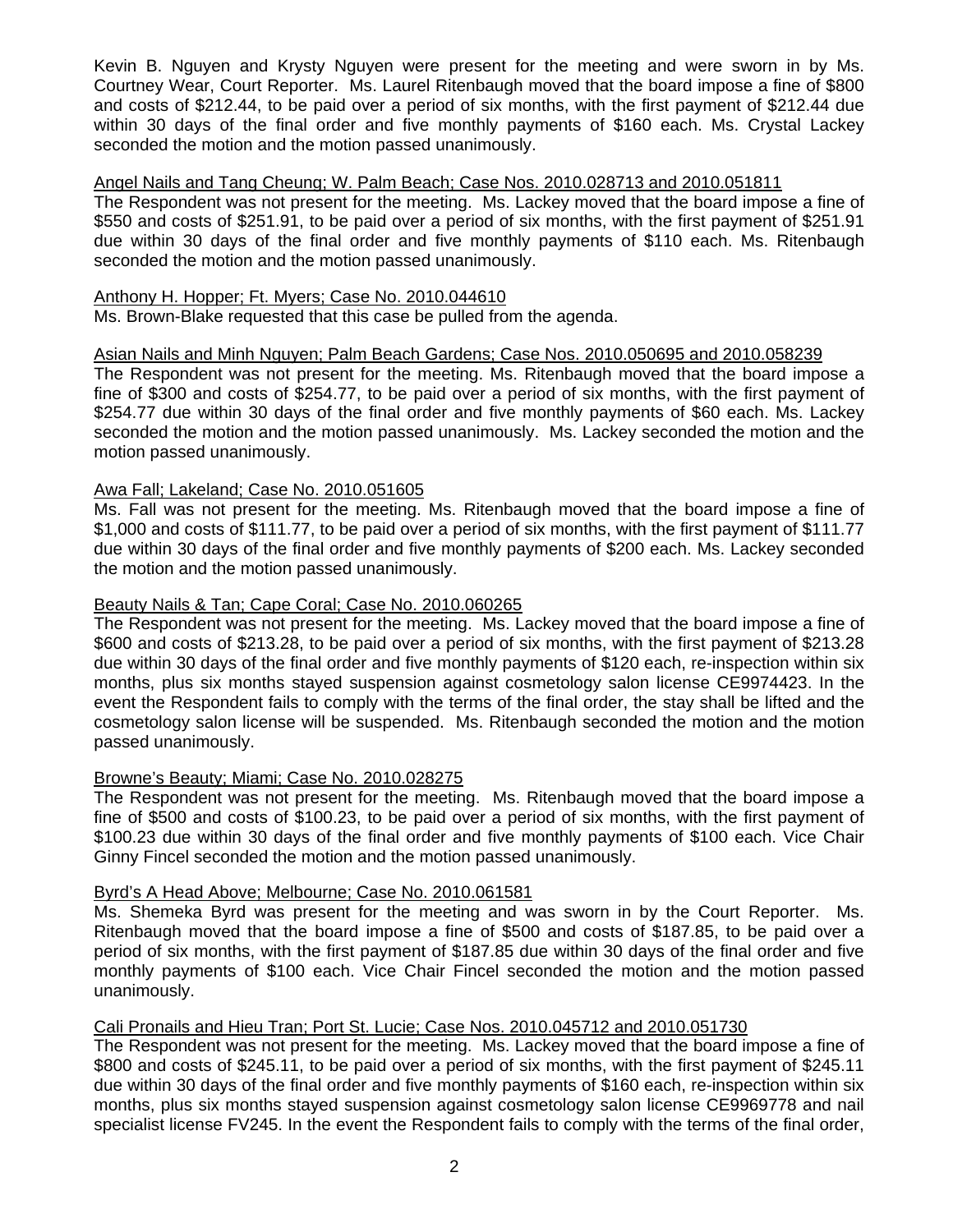Kevin B. Nguyen and Krysty Nguyen were present for the meeting and were sworn in by Ms. Courtney Wear, Court Reporter. Ms. Laurel Ritenbaugh moved that the board impose a fine of $800 and costs of $212.44, to be paid over a period of six months, with the first payment of $212.44 due within 30 days of the final order and five monthly payments of $160 each. Ms. Crystal Lackey seconded the motion and the motion passed unanimously.

<u>Angel Nails and Tang Cheung; W. Palm Beach; Case Nos. 2010.028713 and 2010.051811</u>
The Respondent was not present for the meeting. Ms. Lackey moved that the board impose a fine of $550 and costs of $251.91, to be paid over a period of six months, with the first payment of $251.91 due within 30 days of the final order and five monthly payments of $110 each. Ms. Ritenbaugh seconded the motion and the motion passed unanimously.

<u>Anthony H. Hopper; Ft. Myers; Case No. 2010.044610</u>
Ms. Brown-Blake requested that this case be pulled from the agenda.

<u>Asian Nails and Minh Nguyen; Palm Beach Gardens; Case Nos. 2010.050695 and 2010.058239</u>
The Respondent was not present for the meeting. Ms. Ritenbaugh moved that the board impose a fine of $300 and costs of $254.77, to be paid over a period of six months, with the first payment of $254.77 due within 30 days of the final order and five monthly payments of $60 each. Ms. Lackey seconded the motion and the motion passed unanimously. Ms. Lackey seconded the motion and the motion passed unanimously.

<u>Awa Fall; Lakeland; Case No. 2010.051605</u>
Ms. Fall was not present for the meeting. Ms. Ritenbaugh moved that the board impose a fine of $1,000 and costs of $111.77, to be paid over a period of six months, with the first payment of $111.77 due within 30 days of the final order and five monthly payments of $200 each. Ms. Lackey seconded the motion and the motion passed unanimously.

<u>Beauty Nails & Tan; Cape Coral; Case No. 2010.060265</u>
The Respondent was not present for the meeting. Ms. Lackey moved that the board impose a fine of $600 and costs of $213.28, to be paid over a period of six months, with the first payment of $213.28 due within 30 days of the final order and five monthly payments of $120 each, re-inspection within six months, plus six months stayed suspension against cosmetology salon license CE9974423. In the event the Respondent fails to comply with the terms of the final order, the stay shall be lifted and the cosmetology salon license will be suspended. Ms. Ritenbaugh seconded the motion and the motion passed unanimously.

<u>Browne's Beauty; Miami; Case No. 2010.028275</u>
The Respondent was not present for the meeting. Ms. Ritenbaugh moved that the board impose a fine of $500 and costs of $100.23, to be paid over a period of six months, with the first payment of $100.23 due within 30 days of the final order and five monthly payments of $100 each. Vice Chair Ginny Fincel seconded the motion and the motion passed unanimously.

<u>Byrd's A Head Above; Melbourne; Case No. 2010.061581</u>
Ms. Shemeka Byrd was present for the meeting and was sworn in by the Court Reporter. Ms. Ritenbaugh moved that the board impose a fine of $500 and costs of $187.85, to be paid over a period of six months, with the first payment of $187.85 due within 30 days of the final order and five monthly payments of $100 each. Vice Chair Fincel seconded the motion and the motion passed unanimously.

<u>Cali Pronails and Hieu Tran; Port St. Lucie; Case Nos. 2010.045712 and 2010.051730</u>
The Respondent was not present for the meeting. Ms. Lackey moved that the board impose a fine of $800 and costs of $245.11, to be paid over a period of six months, with the first payment of $245.11 due within 30 days of the final order and five monthly payments of $160 each, re-inspection within six months, plus six months stayed suspension against cosmetology salon license CE9969778 and nail specialist license FV245. In the event the Respondent fails to comply with the terms of the final order,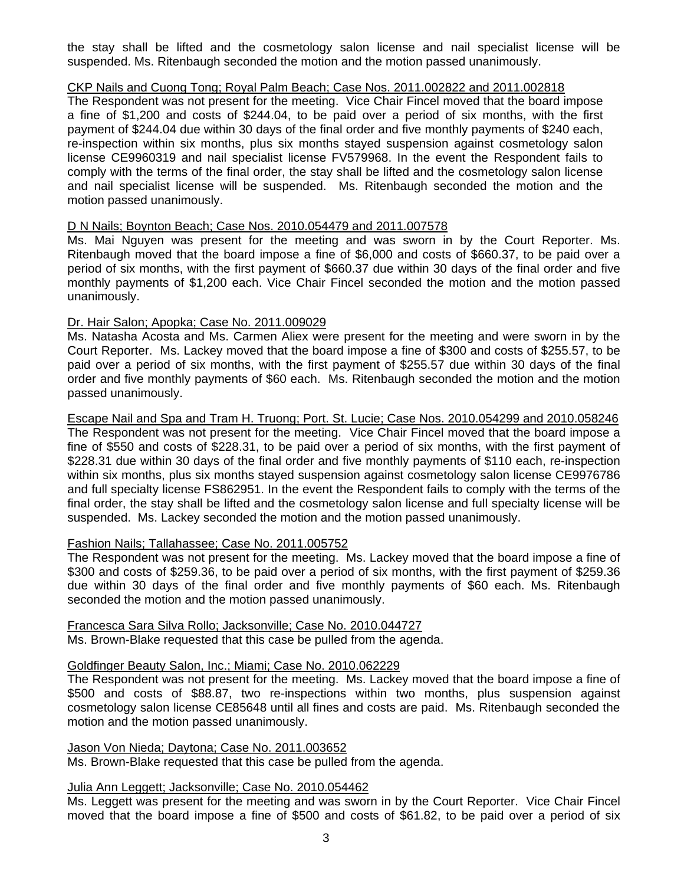the stay shall be lifted and the cosmetology salon license and nail specialist license will be suspended. Ms. Ritenbaugh seconded the motion and the motion passed unanimously.

CKP Nails and Cuong Tong; Royal Palm Beach; Case Nos. 2011.002822 and 2011.002818

The Respondent was not present for the meeting. Vice Chair Fincel moved that the board impose a fine of $1,200 and costs of $244.04, to be paid over a period of six months, with the first payment of $244.04 due within 30 days of the final order and five monthly payments of $240 each, re-inspection within six months, plus six months stayed suspension against cosmetology salon license CE9960319 and nail specialist license FV579968. In the event the Respondent fails to comply with the terms of the final order, the stay shall be lifted and the cosmetology salon license and nail specialist license will be suspended. Ms. Ritenbaugh seconded the motion and the motion passed unanimously.

D N Nails; Boynton Beach; Case Nos. 2010.054479 and 2011.007578

Ms. Mai Nguyen was present for the meeting and was sworn in by the Court Reporter. Ms. Ritenbaugh moved that the board impose a fine of $6,000 and costs of $660.37, to be paid over a period of six months, with the first payment of $660.37 due within 30 days of the final order and five monthly payments of $1,200 each. Vice Chair Fincel seconded the motion and the motion passed unanimously.

Dr. Hair Salon; Apopka; Case No. 2011.009029

Ms. Natasha Acosta and Ms. Carmen Aliex were present for the meeting and were sworn in by the Court Reporter. Ms. Lackey moved that the board impose a fine of $300 and costs of $255.57, to be paid over a period of six months, with the first payment of $255.57 due within 30 days of the final order and five monthly payments of $60 each. Ms. Ritenbaugh seconded the motion and the motion passed unanimously.

Escape Nail and Spa and Tram H. Truong; Port. St. Lucie; Case Nos. 2010.054299 and 2010.058246

The Respondent was not present for the meeting. Vice Chair Fincel moved that the board impose a fine of $550 and costs of $228.31, to be paid over a period of six months, with the first payment of $228.31 due within 30 days of the final order and five monthly payments of $110 each, re-inspection within six months, plus six months stayed suspension against cosmetology salon license CE9976786 and full specialty license FS862951. In the event the Respondent fails to comply with the terms of the final order, the stay shall be lifted and the cosmetology salon license and full specialty license will be suspended. Ms. Lackey seconded the motion and the motion passed unanimously.

Fashion Nails; Tallahassee; Case No. 2011.005752

The Respondent was not present for the meeting. Ms. Lackey moved that the board impose a fine of $300 and costs of $259.36, to be paid over a period of six months, with the first payment of $259.36 due within 30 days of the final order and five monthly payments of $60 each. Ms. Ritenbaugh seconded the motion and the motion passed unanimously.

Francesca Sara Silva Rollo; Jacksonville; Case No. 2010.044727

Ms. Brown-Blake requested that this case be pulled from the agenda.

Goldfinger Beauty Salon, Inc.; Miami; Case No. 2010.062229

The Respondent was not present for the meeting. Ms. Lackey moved that the board impose a fine of $500 and costs of $88.87, two re-inspections within two months, plus suspension against cosmetology salon license CE85648 until all fines and costs are paid. Ms. Ritenbaugh seconded the motion and the motion passed unanimously.

Jason Von Nieda; Daytona; Case No. 2011.003652

Ms. Brown-Blake requested that this case be pulled from the agenda.

Julia Ann Leggett; Jacksonville; Case No. 2010.054462

Ms. Leggett was present for the meeting and was sworn in by the Court Reporter. Vice Chair Fincel moved that the board impose a fine of $500 and costs of $61.82, to be paid over a period of six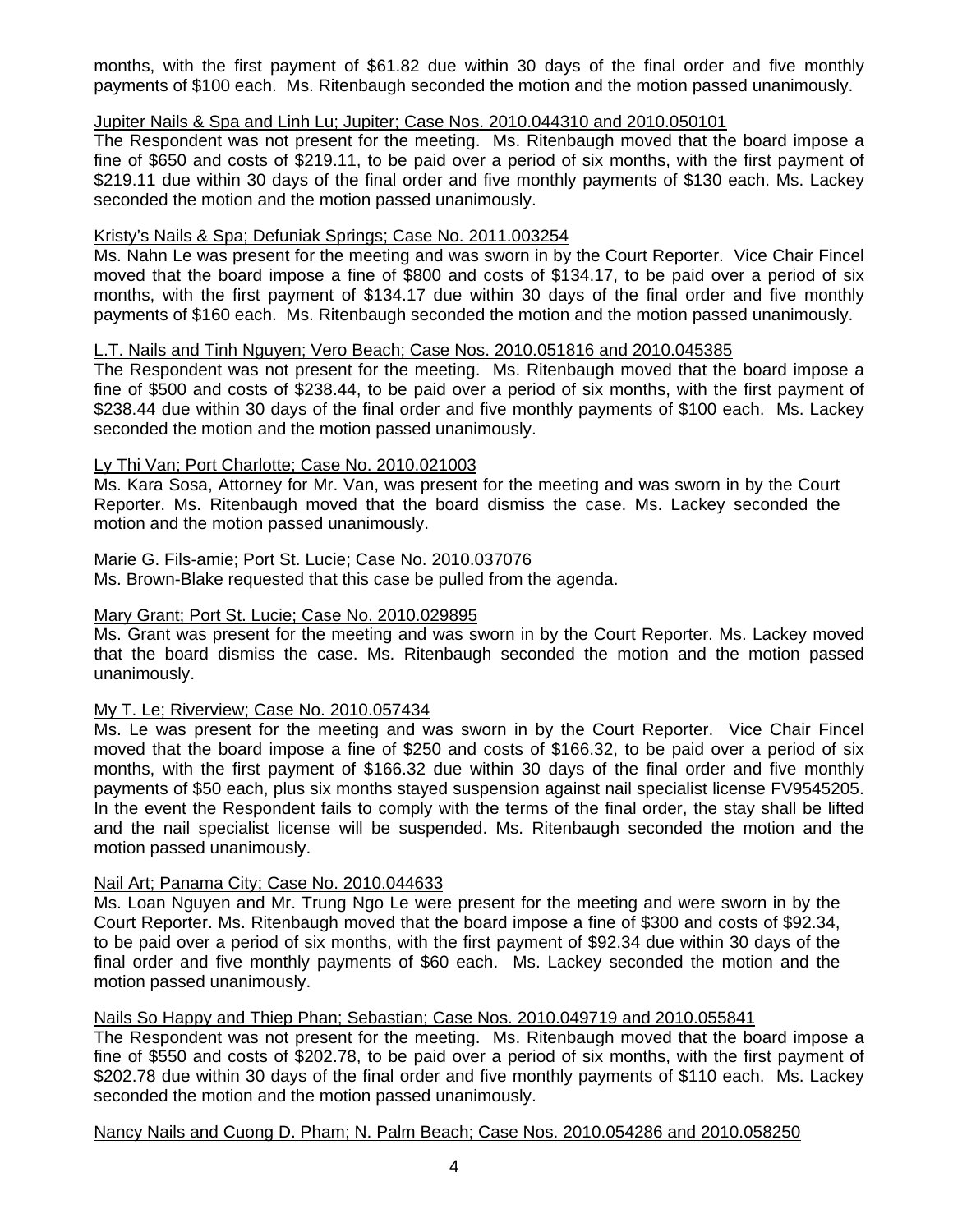months, with the first payment of $61.82 due within 30 days of the final order and five monthly payments of $100 each. Ms. Ritenbaugh seconded the motion and the motion passed unanimously.

Jupiter Nails & Spa and Linh Lu; Jupiter; Case Nos. 2010.044310 and 2010.050101

The Respondent was not present for the meeting. Ms. Ritenbaugh moved that the board impose a fine of $650 and costs of $219.11, to be paid over a period of six months, with the first payment of $219.11 due within 30 days of the final order and five monthly payments of $130 each. Ms. Lackey seconded the motion and the motion passed unanimously.

Kristy's Nails & Spa; Defuniak Springs; Case No. 2011.003254

Ms. Nahn Le was present for the meeting and was sworn in by the Court Reporter. Vice Chair Fincel moved that the board impose a fine of $800 and costs of $134.17, to be paid over a period of six months, with the first payment of $134.17 due within 30 days of the final order and five monthly payments of $160 each. Ms. Ritenbaugh seconded the motion and the motion passed unanimously.

L.T. Nails and Tinh Nguyen; Vero Beach; Case Nos. 2010.051816 and 2010.045385

The Respondent was not present for the meeting. Ms. Ritenbaugh moved that the board impose a fine of $500 and costs of $238.44, to be paid over a period of six months, with the first payment of $238.44 due within 30 days of the final order and five monthly payments of $100 each. Ms. Lackey seconded the motion and the motion passed unanimously.

Ly Thi Van; Port Charlotte; Case No. 2010.021003

Ms. Kara Sosa, Attorney for Mr. Van, was present for the meeting and was sworn in by the Court Reporter. Ms. Ritenbaugh moved that the board dismiss the case. Ms. Lackey seconded the motion and the motion passed unanimously.

Marie G. Fils-amie; Port St. Lucie; Case No. 2010.037076

Ms. Brown-Blake requested that this case be pulled from the agenda.

Mary Grant; Port St. Lucie; Case No. 2010.029895

Ms. Grant was present for the meeting and was sworn in by the Court Reporter. Ms. Lackey moved that the board dismiss the case. Ms. Ritenbaugh seconded the motion and the motion passed unanimously.

My T. Le; Riverview; Case No. 2010.057434

Ms. Le was present for the meeting and was sworn in by the Court Reporter. Vice Chair Fincel moved that the board impose a fine of $250 and costs of $166.32, to be paid over a period of six months, with the first payment of $166.32 due within 30 days of the final order and five monthly payments of $50 each, plus six months stayed suspension against nail specialist license FV9545205. In the event the Respondent fails to comply with the terms of the final order, the stay shall be lifted and the nail specialist license will be suspended. Ms. Ritenbaugh seconded the motion and the motion passed unanimously.

Nail Art; Panama City; Case No. 2010.044633

Ms. Loan Nguyen and Mr. Trung Ngo Le were present for the meeting and were sworn in by the Court Reporter. Ms. Ritenbaugh moved that the board impose a fine of $300 and costs of $92.34, to be paid over a period of six months, with the first payment of $92.34 due within 30 days of the final order and five monthly payments of $60 each. Ms. Lackey seconded the motion and the motion passed unanimously.

Nails So Happy and Thiep Phan; Sebastian; Case Nos. 2010.049719 and 2010.055841

The Respondent was not present for the meeting. Ms. Ritenbaugh moved that the board impose a fine of $550 and costs of $202.78, to be paid over a period of six months, with the first payment of $202.78 due within 30 days of the final order and five monthly payments of $110 each. Ms. Lackey seconded the motion and the motion passed unanimously.

Nancy Nails and Cuong D. Pham; N. Palm Beach; Case Nos. 2010.054286 and 2010.058250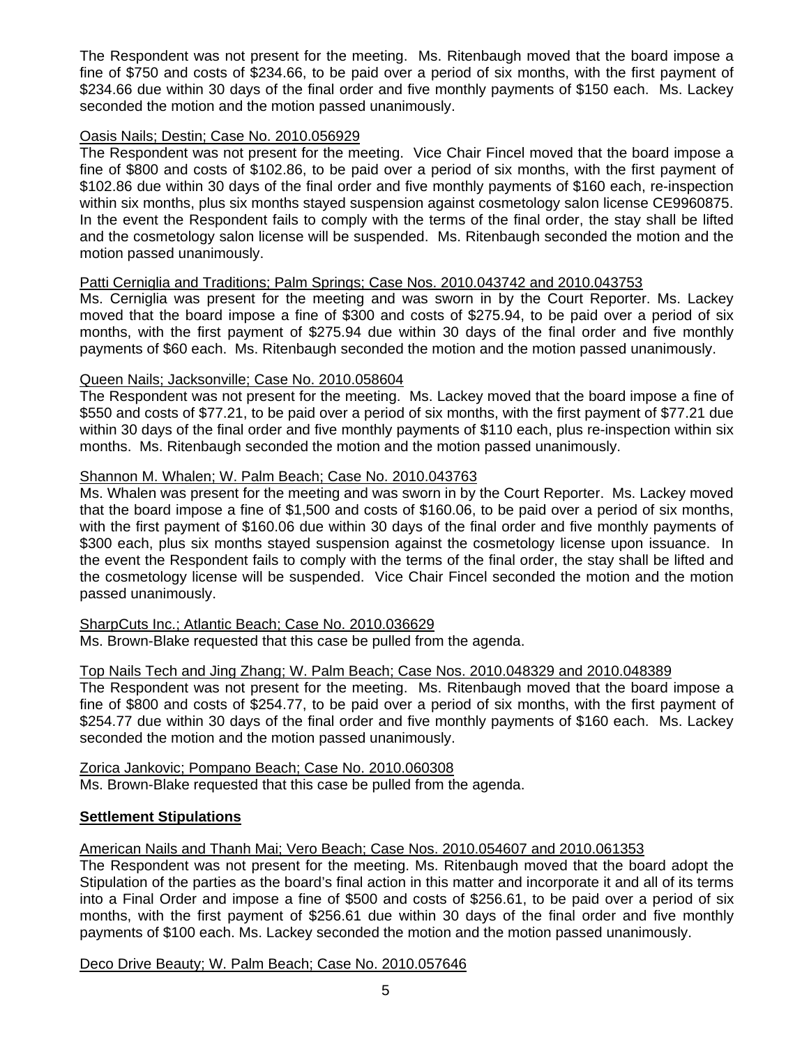The Respondent was not present for the meeting. Ms. Ritenbaugh moved that the board impose a fine of $750 and costs of $234.66, to be paid over a period of six months, with the first payment of $234.66 due within 30 days of the final order and five monthly payments of $150 each. Ms. Lackey seconded the motion and the motion passed unanimously.

Oasis Nails; Destin; Case No. 2010.056929

The Respondent was not present for the meeting. Vice Chair Fincel moved that the board impose a fine of $800 and costs of $102.86, to be paid over a period of six months, with the first payment of $102.86 due within 30 days of the final order and five monthly payments of $160 each, re-inspection within six months, plus six months stayed suspension against cosmetology salon license CE9960875. In the event the Respondent fails to comply with the terms of the final order, the stay shall be lifted and the cosmetology salon license will be suspended. Ms. Ritenbaugh seconded the motion and the motion passed unanimously.

Patti Cerniglia and Traditions; Palm Springs; Case Nos. 2010.043742 and 2010.043753

Ms. Cerniglia was present for the meeting and was sworn in by the Court Reporter. Ms. Lackey moved that the board impose a fine of $300 and costs of $275.94, to be paid over a period of six months, with the first payment of $275.94 due within 30 days of the final order and five monthly payments of $60 each. Ms. Ritenbaugh seconded the motion and the motion passed unanimously.

Queen Nails; Jacksonville; Case No. 2010.058604

The Respondent was not present for the meeting. Ms. Lackey moved that the board impose a fine of $550 and costs of $77.21, to be paid over a period of six months, with the first payment of $77.21 due within 30 days of the final order and five monthly payments of $110 each, plus re-inspection within six months. Ms. Ritenbaugh seconded the motion and the motion passed unanimously.

Shannon M. Whalen; W. Palm Beach; Case No. 2010.043763

Ms. Whalen was present for the meeting and was sworn in by the Court Reporter. Ms. Lackey moved that the board impose a fine of $1,500 and costs of $160.06, to be paid over a period of six months, with the first payment of $160.06 due within 30 days of the final order and five monthly payments of $300 each, plus six months stayed suspension against the cosmetology license upon issuance. In the event the Respondent fails to comply with the terms of the final order, the stay shall be lifted and the cosmetology license will be suspended. Vice Chair Fincel seconded the motion and the motion passed unanimously.

SharpCuts Inc.; Atlantic Beach; Case No. 2010.036629

Ms. Brown-Blake requested that this case be pulled from the agenda.

Top Nails Tech and Jing Zhang; W. Palm Beach; Case Nos. 2010.048329 and 2010.048389

The Respondent was not present for the meeting. Ms. Ritenbaugh moved that the board impose a fine of $800 and costs of $254.77, to be paid over a period of six months, with the first payment of $254.77 due within 30 days of the final order and five monthly payments of $160 each. Ms. Lackey seconded the motion and the motion passed unanimously.

Zorica Jankovic; Pompano Beach; Case No. 2010.060308

Ms. Brown-Blake requested that this case be pulled from the agenda.

**Settlement Stipulations**

American Nails and Thanh Mai; Vero Beach; Case Nos. 2010.054607 and 2010.061353

The Respondent was not present for the meeting. Ms. Ritenbaugh moved that the board adopt the Stipulation of the parties as the board's final action in this matter and incorporate it and all of its terms into a Final Order and impose a fine of $500 and costs of $256.61, to be paid over a period of six months, with the first payment of $256.61 due within 30 days of the final order and five monthly payments of $100 each. Ms. Lackey seconded the motion and the motion passed unanimously.

Deco Drive Beauty; W. Palm Beach; Case No. 2010.057646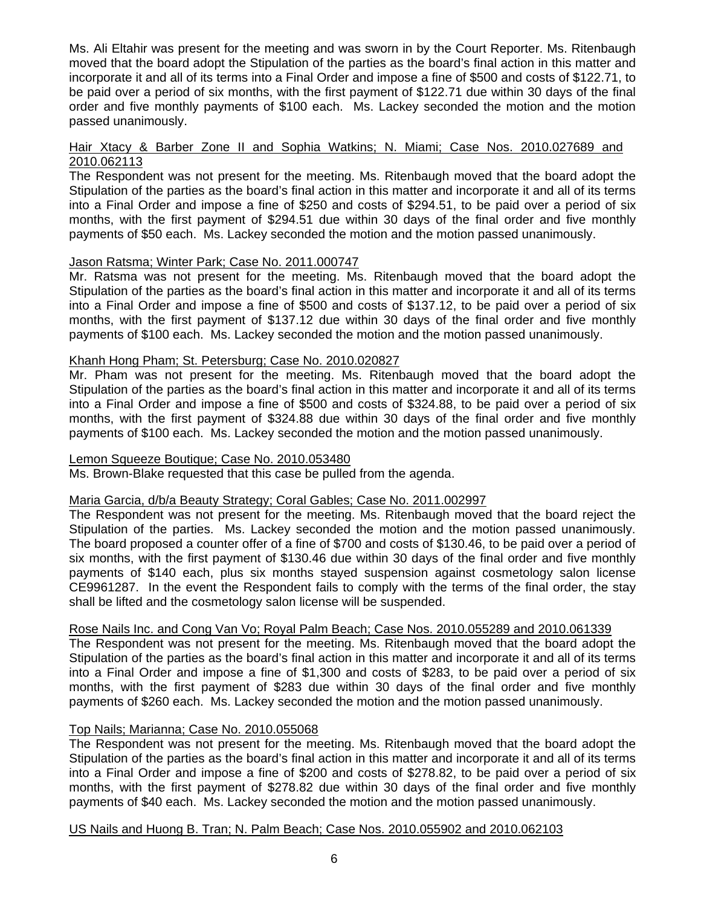Ms. Ali Eltahir was present for the meeting and was sworn in by the Court Reporter. Ms. Ritenbaugh moved that the board adopt the Stipulation of the parties as the board's final action in this matter and incorporate it and all of its terms into a Final Order and impose a fine of $500 and costs of $122.71, to be paid over a period of six months, with the first payment of $122.71 due within 30 days of the final order and five monthly payments of $100 each. Ms. Lackey seconded the motion and the motion passed unanimously.

Hair Xtacy & Barber Zone II and Sophia Watkins; N. Miami; Case Nos. 2010.027689 and 2010.062113

The Respondent was not present for the meeting. Ms. Ritenbaugh moved that the board adopt the Stipulation of the parties as the board's final action in this matter and incorporate it and all of its terms into a Final Order and impose a fine of $250 and costs of $294.51, to be paid over a period of six months, with the first payment of $294.51 due within 30 days of the final order and five monthly payments of $50 each. Ms. Lackey seconded the motion and the motion passed unanimously.

Jason Ratsma; Winter Park; Case No. 2011.000747

Mr. Ratsma was not present for the meeting. Ms. Ritenbaugh moved that the board adopt the Stipulation of the parties as the board's final action in this matter and incorporate it and all of its terms into a Final Order and impose a fine of $500 and costs of $137.12, to be paid over a period of six months, with the first payment of $137.12 due within 30 days of the final order and five monthly payments of $100 each. Ms. Lackey seconded the motion and the motion passed unanimously.

Khanh Hong Pham; St. Petersburg; Case No. 2010.020827

Mr. Pham was not present for the meeting. Ms. Ritenbaugh moved that the board adopt the Stipulation of the parties as the board's final action in this matter and incorporate it and all of its terms into a Final Order and impose a fine of $500 and costs of $324.88, to be paid over a period of six months, with the first payment of $324.88 due within 30 days of the final order and five monthly payments of $100 each. Ms. Lackey seconded the motion and the motion passed unanimously.

Lemon Squeeze Boutique; Case No. 2010.053480

Ms. Brown-Blake requested that this case be pulled from the agenda.

Maria Garcia, d/b/a Beauty Strategy; Coral Gables; Case No. 2011.002997

The Respondent was not present for the meeting. Ms. Ritenbaugh moved that the board reject the Stipulation of the parties. Ms. Lackey seconded the motion and the motion passed unanimously. The board proposed a counter offer of a fine of $700 and costs of $130.46, to be paid over a period of six months, with the first payment of $130.46 due within 30 days of the final order and five monthly payments of $140 each, plus six months stayed suspension against cosmetology salon license CE9961287. In the event the Respondent fails to comply with the terms of the final order, the stay shall be lifted and the cosmetology salon license will be suspended.

Rose Nails Inc. and Cong Van Vo; Royal Palm Beach; Case Nos. 2010.055289 and 2010.061339

The Respondent was not present for the meeting. Ms. Ritenbaugh moved that the board adopt the Stipulation of the parties as the board's final action in this matter and incorporate it and all of its terms into a Final Order and impose a fine of $1,300 and costs of $283, to be paid over a period of six months, with the first payment of $283 due within 30 days of the final order and five monthly payments of $260 each. Ms. Lackey seconded the motion and the motion passed unanimously.

Top Nails; Marianna; Case No. 2010.055068

The Respondent was not present for the meeting. Ms. Ritenbaugh moved that the board adopt the Stipulation of the parties as the board's final action in this matter and incorporate it and all of its terms into a Final Order and impose a fine of $200 and costs of $278.82, to be paid over a period of six months, with the first payment of $278.82 due within 30 days of the final order and five monthly payments of $40 each. Ms. Lackey seconded the motion and the motion passed unanimously.

US Nails and Huong B. Tran; N. Palm Beach; Case Nos. 2010.055902 and 2010.062103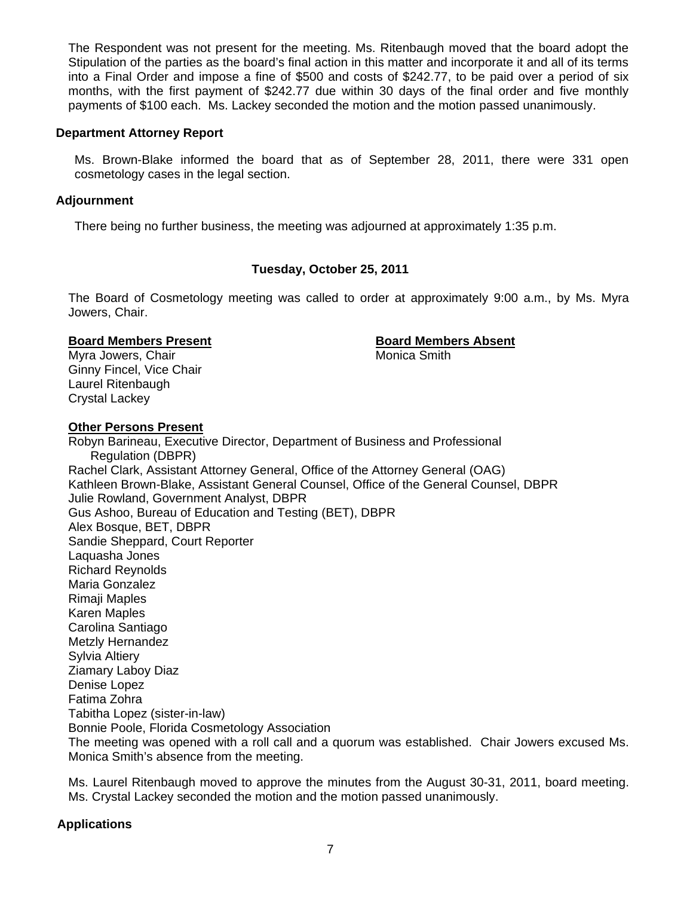The Respondent was not present for the meeting. Ms. Ritenbaugh moved that the board adopt the Stipulation of the parties as the board's final action in this matter and incorporate it and all of its terms into a Final Order and impose a fine of $500 and costs of $242.77, to be paid over a period of six months, with the first payment of $242.77 due within 30 days of the final order and five monthly payments of $100 each. Ms. Lackey seconded the motion and the motion passed unanimously.

**Department Attorney Report**

Ms. Brown-Blake informed the board that as of September 28, 2011, there were 331 open cosmetology cases in the legal section.

**Adjournment**

There being no further business, the meeting was adjourned at approximately 1:35 p.m.

**Tuesday, October 25, 2011**

The Board of Cosmetology meeting was called to order at approximately 9:00 a.m., by Ms. Myra Jowers, Chair.

**Board Members Present**
Myra Jowers, Chair
Ginny Fincel, Vice Chair
Laurel Ritenbaugh
Crystal Lackey

**Board Members Absent**
Monica Smith

**Other Persons Present**
Robyn Barineau, Executive Director, Department of Business and Professional Regulation (DBPR)
Rachel Clark, Assistant Attorney General, Office of the Attorney General (OAG)
Kathleen Brown-Blake, Assistant General Counsel, Office of the General Counsel, DBPR
Julie Rowland, Government Analyst, DBPR
Gus Ashoo, Bureau of Education and Testing (BET), DBPR
Alex Bosque, BET, DBPR
Sandie Sheppard, Court Reporter
Laquasha Jones
Richard Reynolds
Maria Gonzalez
Rimaji Maples
Karen Maples
Carolina Santiago
Metzly Hernandez
Sylvia Altiery
Ziamary Laboy Diaz
Denise Lopez
Fatima Zohra
Tabitha Lopez (sister-in-law)
Bonnie Poole, Florida Cosmetology Association

The meeting was opened with a roll call and a quorum was established. Chair Jowers excused Ms. Monica Smith's absence from the meeting.

Ms. Laurel Ritenbaugh moved to approve the minutes from the August 30-31, 2011, board meeting. Ms. Crystal Lackey seconded the motion and the motion passed unanimously.

**Applications**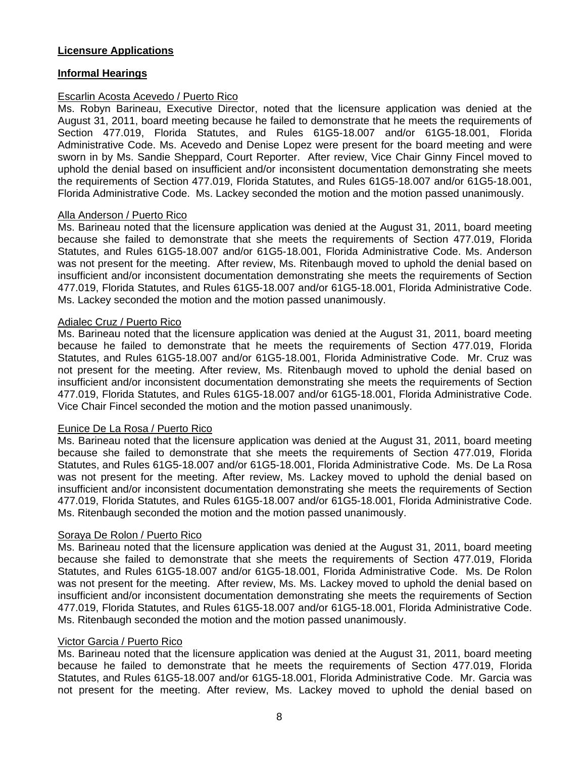**Licensure Applications**

**Informal Hearings**

Escarlin Acosta Acevedo / Puerto Rico

Ms. Robyn Barineau, Executive Director, noted that the licensure application was denied at the August 31, 2011, board meeting because he failed to demonstrate that he meets the requirements of Section 477.019, Florida Statutes, and Rules 61G5-18.007 and/or 61G5-18.001, Florida Administrative Code. Ms. Acevedo and Denise Lopez were present for the board meeting and were sworn in by Ms. Sandie Sheppard, Court Reporter. After review, Vice Chair Ginny Fincel moved to uphold the denial based on insufficient and/or inconsistent documentation demonstrating she meets the requirements of Section 477.019, Florida Statutes, and Rules 61G5-18.007 and/or 61G5-18.001, Florida Administrative Code. Ms. Lackey seconded the motion and the motion passed unanimously.

Alla Anderson / Puerto Rico

Ms. Barineau noted that the licensure application was denied at the August 31, 2011, board meeting because she failed to demonstrate that she meets the requirements of Section 477.019, Florida Statutes, and Rules 61G5-18.007 and/or 61G5-18.001, Florida Administrative Code. Ms. Anderson was not present for the meeting. After review, Ms. Ritenbaugh moved to uphold the denial based on insufficient and/or inconsistent documentation demonstrating she meets the requirements of Section 477.019, Florida Statutes, and Rules 61G5-18.007 and/or 61G5-18.001, Florida Administrative Code. Ms. Lackey seconded the motion and the motion passed unanimously.

Adialec Cruz / Puerto Rico

Ms. Barineau noted that the licensure application was denied at the August 31, 2011, board meeting because he failed to demonstrate that he meets the requirements of Section 477.019, Florida Statutes, and Rules 61G5-18.007 and/or 61G5-18.001, Florida Administrative Code. Mr. Cruz was not present for the meeting. After review, Ms. Ritenbaugh moved to uphold the denial based on insufficient and/or inconsistent documentation demonstrating she meets the requirements of Section 477.019, Florida Statutes, and Rules 61G5-18.007 and/or 61G5-18.001, Florida Administrative Code. Vice Chair Fincel seconded the motion and the motion passed unanimously.

Eunice De La Rosa / Puerto Rico

Ms. Barineau noted that the licensure application was denied at the August 31, 2011, board meeting because she failed to demonstrate that she meets the requirements of Section 477.019, Florida Statutes, and Rules 61G5-18.007 and/or 61G5-18.001, Florida Administrative Code. Ms. De La Rosa was not present for the meeting. After review, Ms. Lackey moved to uphold the denial based on insufficient and/or inconsistent documentation demonstrating she meets the requirements of Section 477.019, Florida Statutes, and Rules 61G5-18.007 and/or 61G5-18.001, Florida Administrative Code. Ms. Ritenbaugh seconded the motion and the motion passed unanimously.

Soraya De Rolon / Puerto Rico

Ms. Barineau noted that the licensure application was denied at the August 31, 2011, board meeting because she failed to demonstrate that she meets the requirements of Section 477.019, Florida Statutes, and Rules 61G5-18.007 and/or 61G5-18.001, Florida Administrative Code. Ms. De Rolon was not present for the meeting. After review, Ms. Ms. Lackey moved to uphold the denial based on insufficient and/or inconsistent documentation demonstrating she meets the requirements of Section 477.019, Florida Statutes, and Rules 61G5-18.007 and/or 61G5-18.001, Florida Administrative Code. Ms. Ritenbaugh seconded the motion and the motion passed unanimously.

Victor Garcia / Puerto Rico

Ms. Barineau noted that the licensure application was denied at the August 31, 2011, board meeting because he failed to demonstrate that he meets the requirements of Section 477.019, Florida Statutes, and Rules 61G5-18.007 and/or 61G5-18.001, Florida Administrative Code. Mr. Garcia was not present for the meeting. After review, Ms. Lackey moved to uphold the denial based on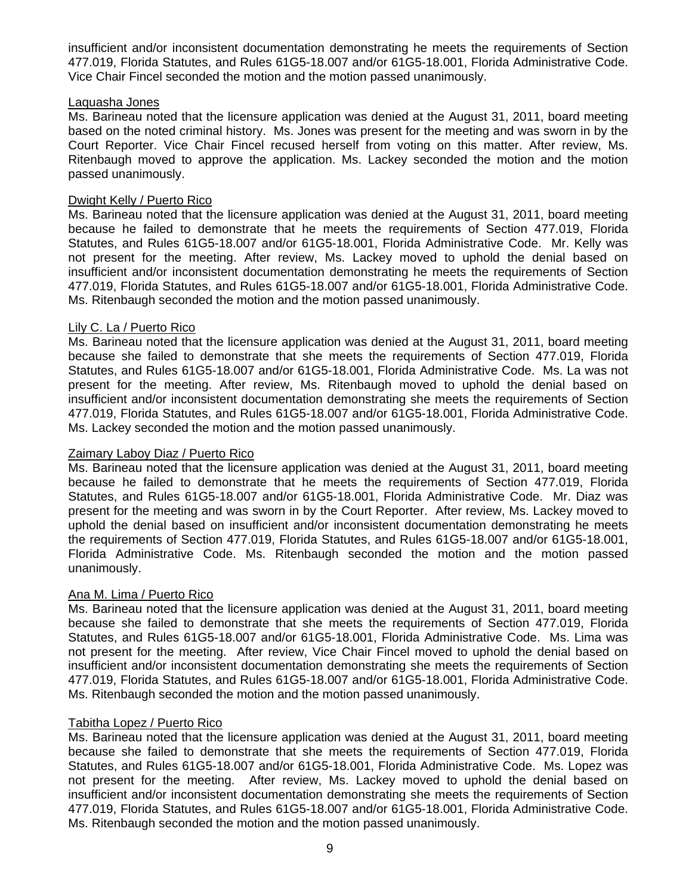insufficient and/or inconsistent documentation demonstrating he meets the requirements of Section 477.019, Florida Statutes, and Rules 61G5-18.007 and/or 61G5-18.001, Florida Administrative Code. Vice Chair Fincel seconded the motion and the motion passed unanimously.

Laquasha Jones

Ms. Barineau noted that the licensure application was denied at the August 31, 2011, board meeting based on the noted criminal history. Ms. Jones was present for the meeting and was sworn in by the Court Reporter. Vice Chair Fincel recused herself from voting on this matter. After review, Ms. Ritenbaugh moved to approve the application. Ms. Lackey seconded the motion and the motion passed unanimously.

Dwight Kelly / Puerto Rico

Ms. Barineau noted that the licensure application was denied at the August 31, 2011, board meeting because he failed to demonstrate that he meets the requirements of Section 477.019, Florida Statutes, and Rules 61G5-18.007 and/or 61G5-18.001, Florida Administrative Code. Mr. Kelly was not present for the meeting. After review, Ms. Lackey moved to uphold the denial based on insufficient and/or inconsistent documentation demonstrating he meets the requirements of Section 477.019, Florida Statutes, and Rules 61G5-18.007 and/or 61G5-18.001, Florida Administrative Code. Ms. Ritenbaugh seconded the motion and the motion passed unanimously.

Lily C. La / Puerto Rico

Ms. Barineau noted that the licensure application was denied at the August 31, 2011, board meeting because she failed to demonstrate that she meets the requirements of Section 477.019, Florida Statutes, and Rules 61G5-18.007 and/or 61G5-18.001, Florida Administrative Code. Ms. La was not present for the meeting. After review, Ms. Ritenbaugh moved to uphold the denial based on insufficient and/or inconsistent documentation demonstrating she meets the requirements of Section 477.019, Florida Statutes, and Rules 61G5-18.007 and/or 61G5-18.001, Florida Administrative Code. Ms. Lackey seconded the motion and the motion passed unanimously.

Zaimary Laboy Diaz / Puerto Rico

Ms. Barineau noted that the licensure application was denied at the August 31, 2011, board meeting because he failed to demonstrate that he meets the requirements of Section 477.019, Florida Statutes, and Rules 61G5-18.007 and/or 61G5-18.001, Florida Administrative Code. Mr. Diaz was present for the meeting and was sworn in by the Court Reporter. After review, Ms. Lackey moved to uphold the denial based on insufficient and/or inconsistent documentation demonstrating he meets the requirements of Section 477.019, Florida Statutes, and Rules 61G5-18.007 and/or 61G5-18.001, Florida Administrative Code. Ms. Ritenbaugh seconded the motion and the motion passed unanimously.

Ana M. Lima / Puerto Rico

Ms. Barineau noted that the licensure application was denied at the August 31, 2011, board meeting because she failed to demonstrate that she meets the requirements of Section 477.019, Florida Statutes, and Rules 61G5-18.007 and/or 61G5-18.001, Florida Administrative Code. Ms. Lima was not present for the meeting. After review, Vice Chair Fincel moved to uphold the denial based on insufficient and/or inconsistent documentation demonstrating she meets the requirements of Section 477.019, Florida Statutes, and Rules 61G5-18.007 and/or 61G5-18.001, Florida Administrative Code. Ms. Ritenbaugh seconded the motion and the motion passed unanimously.

Tabitha Lopez / Puerto Rico

Ms. Barineau noted that the licensure application was denied at the August 31, 2011, board meeting because she failed to demonstrate that she meets the requirements of Section 477.019, Florida Statutes, and Rules 61G5-18.007 and/or 61G5-18.001, Florida Administrative Code. Ms. Lopez was not present for the meeting. After review, Ms. Lackey moved to uphold the denial based on insufficient and/or inconsistent documentation demonstrating she meets the requirements of Section 477.019, Florida Statutes, and Rules 61G5-18.007 and/or 61G5-18.001, Florida Administrative Code. Ms. Ritenbaugh seconded the motion and the motion passed unanimously.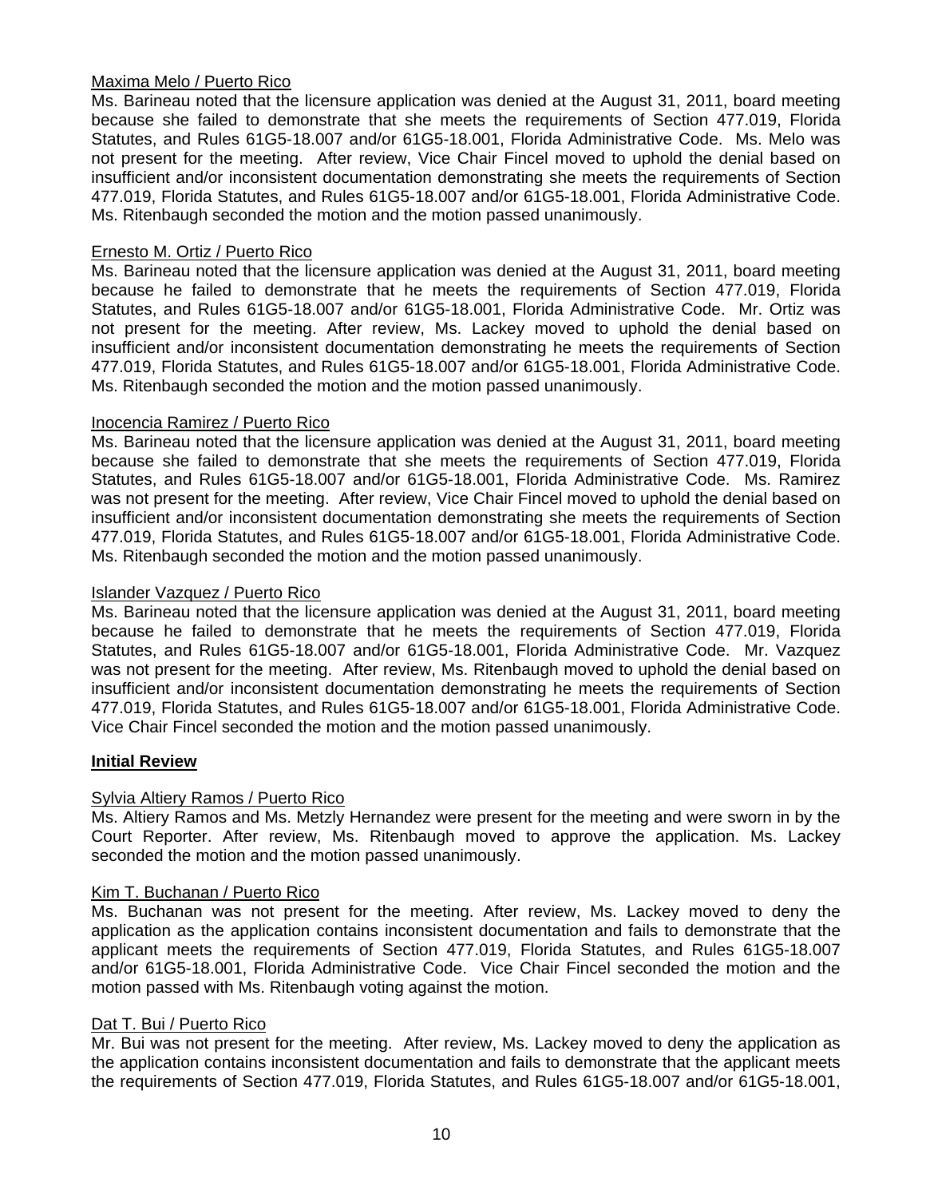Maxima Melo / Puerto Rico

Ms. Barineau noted that the licensure application was denied at the August 31, 2011, board meeting because she failed to demonstrate that she meets the requirements of Section 477.019, Florida Statutes, and Rules 61G5-18.007 and/or 61G5-18.001, Florida Administrative Code. Ms. Melo was not present for the meeting. After review, Vice Chair Fincel moved to uphold the denial based on insufficient and/or inconsistent documentation demonstrating she meets the requirements of Section 477.019, Florida Statutes, and Rules 61G5-18.007 and/or 61G5-18.001, Florida Administrative Code. Ms. Ritenbaugh seconded the motion and the motion passed unanimously.

Ernesto M. Ortiz / Puerto Rico

Ms. Barineau noted that the licensure application was denied at the August 31, 2011, board meeting because he failed to demonstrate that he meets the requirements of Section 477.019, Florida Statutes, and Rules 61G5-18.007 and/or 61G5-18.001, Florida Administrative Code. Mr. Ortiz was not present for the meeting. After review, Ms. Lackey moved to uphold the denial based on insufficient and/or inconsistent documentation demonstrating he meets the requirements of Section 477.019, Florida Statutes, and Rules 61G5-18.007 and/or 61G5-18.001, Florida Administrative Code. Ms. Ritenbaugh seconded the motion and the motion passed unanimously.

Inocencia Ramirez / Puerto Rico

Ms. Barineau noted that the licensure application was denied at the August 31, 2011, board meeting because she failed to demonstrate that she meets the requirements of Section 477.019, Florida Statutes, and Rules 61G5-18.007 and/or 61G5-18.001, Florida Administrative Code. Ms. Ramirez was not present for the meeting. After review, Vice Chair Fincel moved to uphold the denial based on insufficient and/or inconsistent documentation demonstrating she meets the requirements of Section 477.019, Florida Statutes, and Rules 61G5-18.007 and/or 61G5-18.001, Florida Administrative Code. Ms. Ritenbaugh seconded the motion and the motion passed unanimously.

Islander Vazquez / Puerto Rico

Ms. Barineau noted that the licensure application was denied at the August 31, 2011, board meeting because he failed to demonstrate that he meets the requirements of Section 477.019, Florida Statutes, and Rules 61G5-18.007 and/or 61G5-18.001, Florida Administrative Code. Mr. Vazquez was not present for the meeting. After review, Ms. Ritenbaugh moved to uphold the denial based on insufficient and/or inconsistent documentation demonstrating he meets the requirements of Section 477.019, Florida Statutes, and Rules 61G5-18.007 and/or 61G5-18.001, Florida Administrative Code. Vice Chair Fincel seconded the motion and the motion passed unanimously.

**Initial Review**

Sylvia Altiery Ramos / Puerto Rico

Ms. Altiery Ramos and Ms. Metzly Hernandez were present for the meeting and were sworn in by the Court Reporter. After review, Ms. Ritenbaugh moved to approve the application. Ms. Lackey seconded the motion and the motion passed unanimously.

Kim T. Buchanan / Puerto Rico

Ms. Buchanan was not present for the meeting. After review, Ms. Lackey moved to deny the application as the application contains inconsistent documentation and fails to demonstrate that the applicant meets the requirements of Section 477.019, Florida Statutes, and Rules 61G5-18.007 and/or 61G5-18.001, Florida Administrative Code. Vice Chair Fincel seconded the motion and the motion passed with Ms. Ritenbaugh voting against the motion.

Dat T. Bui / Puerto Rico

Mr. Bui was not present for the meeting. After review, Ms. Lackey moved to deny the application as the application contains inconsistent documentation and fails to demonstrate that the applicant meets the requirements of Section 477.019, Florida Statutes, and Rules 61G5-18.007 and/or 61G5-18.001,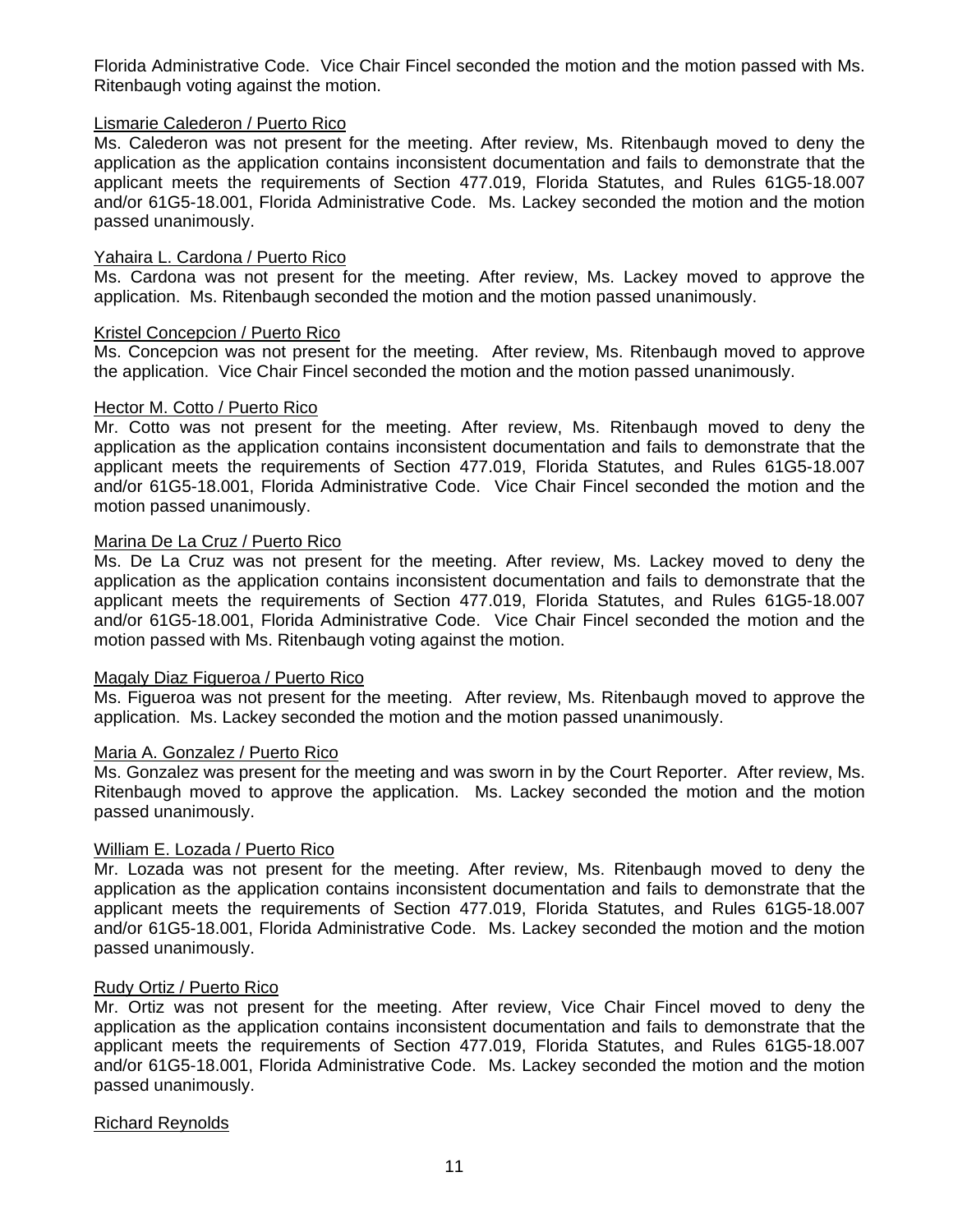Florida Administrative Code. Vice Chair Fincel seconded the motion and the motion passed with Ms. Ritenbaugh voting against the motion.

Lismarie Calederon / Puerto Rico

Ms. Calederon was not present for the meeting. After review, Ms. Ritenbaugh moved to deny the application as the application contains inconsistent documentation and fails to demonstrate that the applicant meets the requirements of Section 477.019, Florida Statutes, and Rules 61G5-18.007 and/or 61G5-18.001, Florida Administrative Code. Ms. Lackey seconded the motion and the motion passed unanimously.

Yahaira L. Cardona / Puerto Rico

Ms. Cardona was not present for the meeting. After review, Ms. Lackey moved to approve the application. Ms. Ritenbaugh seconded the motion and the motion passed unanimously.

Kristel Concepcion / Puerto Rico

Ms. Concepcion was not present for the meeting. After review, Ms. Ritenbaugh moved to approve the application. Vice Chair Fincel seconded the motion and the motion passed unanimously.

Hector M. Cotto / Puerto Rico

Mr. Cotto was not present for the meeting. After review, Ms. Ritenbaugh moved to deny the application as the application contains inconsistent documentation and fails to demonstrate that the applicant meets the requirements of Section 477.019, Florida Statutes, and Rules 61G5-18.007 and/or 61G5-18.001, Florida Administrative Code. Vice Chair Fincel seconded the motion and the motion passed unanimously.

Marina De La Cruz / Puerto Rico

Ms. De La Cruz was not present for the meeting. After review, Ms. Lackey moved to deny the application as the application contains inconsistent documentation and fails to demonstrate that the applicant meets the requirements of Section 477.019, Florida Statutes, and Rules 61G5-18.007 and/or 61G5-18.001, Florida Administrative Code. Vice Chair Fincel seconded the motion and the motion passed with Ms. Ritenbaugh voting against the motion.

Magaly Diaz Figueroa / Puerto Rico

Ms. Figueroa was not present for the meeting. After review, Ms. Ritenbaugh moved to approve the application. Ms. Lackey seconded the motion and the motion passed unanimously.

Maria A. Gonzalez / Puerto Rico

Ms. Gonzalez was present for the meeting and was sworn in by the Court Reporter. After review, Ms. Ritenbaugh moved to approve the application. Ms. Lackey seconded the motion and the motion passed unanimously.

William E. Lozada / Puerto Rico

Mr. Lozada was not present for the meeting. After review, Ms. Ritenbaugh moved to deny the application as the application contains inconsistent documentation and fails to demonstrate that the applicant meets the requirements of Section 477.019, Florida Statutes, and Rules 61G5-18.007 and/or 61G5-18.001, Florida Administrative Code. Ms. Lackey seconded the motion and the motion passed unanimously.

Rudy Ortiz / Puerto Rico

Mr. Ortiz was not present for the meeting. After review, Vice Chair Fincel moved to deny the application as the application contains inconsistent documentation and fails to demonstrate that the applicant meets the requirements of Section 477.019, Florida Statutes, and Rules 61G5-18.007 and/or 61G5-18.001, Florida Administrative Code. Ms. Lackey seconded the motion and the motion passed unanimously.

Richard Reynolds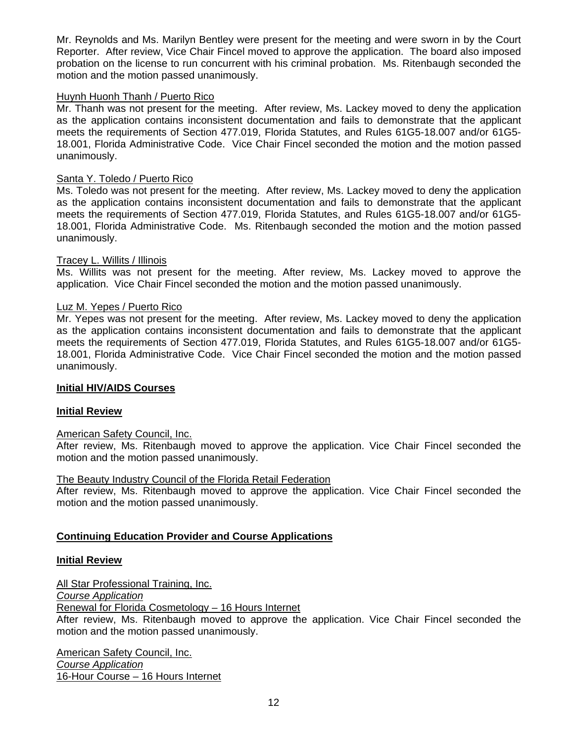Mr. Reynolds and Ms. Marilyn Bentley were present for the meeting and were sworn in by the Court Reporter. After review, Vice Chair Fincel moved to approve the application. The board also imposed probation on the license to run concurrent with his criminal probation. Ms. Ritenbaugh seconded the motion and the motion passed unanimously.

Huynh Huonh Thanh / Puerto Rico
Mr. Thanh was not present for the meeting. After review, Ms. Lackey moved to deny the application as the application contains inconsistent documentation and fails to demonstrate that the applicant meets the requirements of Section 477.019, Florida Statutes, and Rules 61G5-18.007 and/or 61G5-18.001, Florida Administrative Code. Vice Chair Fincel seconded the motion and the motion passed unanimously.

Santa Y. Toledo / Puerto Rico
Ms. Toledo was not present for the meeting. After review, Ms. Lackey moved to deny the application as the application contains inconsistent documentation and fails to demonstrate that the applicant meets the requirements of Section 477.019, Florida Statutes, and Rules 61G5-18.007 and/or 61G5-18.001, Florida Administrative Code. Ms. Ritenbaugh seconded the motion and the motion passed unanimously.

Tracey L. Willits / Illinois
Ms. Willits was not present for the meeting. After review, Ms. Lackey moved to approve the application. Vice Chair Fincel seconded the motion and the motion passed unanimously.

Luz M. Yepes / Puerto Rico
Mr. Yepes was not present for the meeting. After review, Ms. Lackey moved to deny the application as the application contains inconsistent documentation and fails to demonstrate that the applicant meets the requirements of Section 477.019, Florida Statutes, and Rules 61G5-18.007 and/or 61G5-18.001, Florida Administrative Code. Vice Chair Fincel seconded the motion and the motion passed unanimously.

**Initial HIV/AIDS Courses**

**Initial Review**

American Safety Council, Inc.
After review, Ms. Ritenbaugh moved to approve the application. Vice Chair Fincel seconded the motion and the motion passed unanimously.

The Beauty Industry Council of the Florida Retail Federation
After review, Ms. Ritenbaugh moved to approve the application. Vice Chair Fincel seconded the motion and the motion passed unanimously.

**Continuing Education Provider and Course Applications**

**Initial Review**

All Star Professional Training, Inc.
*Course Application*
Renewal for Florida Cosmetology – 16 Hours Internet
After review, Ms. Ritenbaugh moved to approve the application. Vice Chair Fincel seconded the motion and the motion passed unanimously.

American Safety Council, Inc.
*Course Application*
16-Hour Course – 16 Hours Internet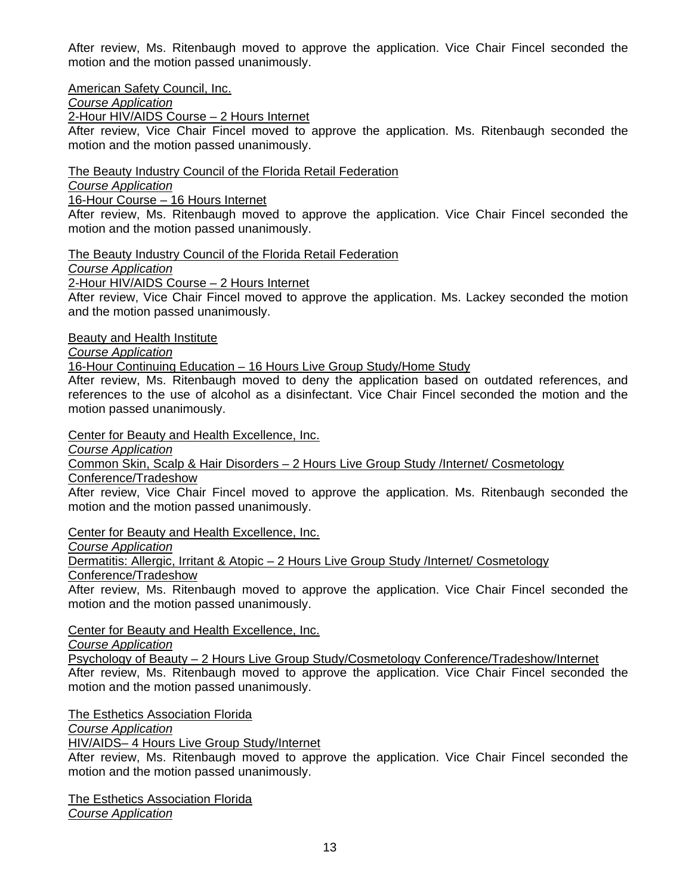After review, Ms. Ritenbaugh moved to approve the application. Vice Chair Fincel seconded the motion and the motion passed unanimously.

American Safety Council, Inc.
*Course Application*
2-Hour HIV/AIDS Course – 2 Hours Internet
After review, Vice Chair Fincel moved to approve the application. Ms. Ritenbaugh seconded the motion and the motion passed unanimously.

The Beauty Industry Council of the Florida Retail Federation
*Course Application*
16-Hour Course – 16 Hours Internet
After review, Ms. Ritenbaugh moved to approve the application. Vice Chair Fincel seconded the motion and the motion passed unanimously.

The Beauty Industry Council of the Florida Retail Federation
*Course Application*
2-Hour HIV/AIDS Course – 2 Hours Internet
After review, Vice Chair Fincel moved to approve the application. Ms. Lackey seconded the motion and the motion passed unanimously.

Beauty and Health Institute
*Course Application*
16-Hour Continuing Education – 16 Hours Live Group Study/Home Study
After review, Ms. Ritenbaugh moved to deny the application based on outdated references, and references to the use of alcohol as a disinfectant. Vice Chair Fincel seconded the motion and the motion passed unanimously.

Center for Beauty and Health Excellence, Inc.
*Course Application*
Common Skin, Scalp & Hair Disorders – 2 Hours Live Group Study /Internet/ Cosmetology Conference/Tradeshow
After review, Vice Chair Fincel moved to approve the application. Ms. Ritenbaugh seconded the motion and the motion passed unanimously.

Center for Beauty and Health Excellence, Inc.
*Course Application*
Dermatitis: Allergic, Irritant & Atopic – 2 Hours Live Group Study /Internet/ Cosmetology Conference/Tradeshow
After review, Ms. Ritenbaugh moved to approve the application. Vice Chair Fincel seconded the motion and the motion passed unanimously.

Center for Beauty and Health Excellence, Inc.
*Course Application*
Psychology of Beauty – 2 Hours Live Group Study/Cosmetology Conference/Tradeshow/Internet
After review, Ms. Ritenbaugh moved to approve the application. Vice Chair Fincel seconded the motion and the motion passed unanimously.

The Esthetics Association Florida
*Course Application*
HIV/AIDS– 4 Hours Live Group Study/Internet
After review, Ms. Ritenbaugh moved to approve the application. Vice Chair Fincel seconded the motion and the motion passed unanimously.

The Esthetics Association Florida
*Course Application*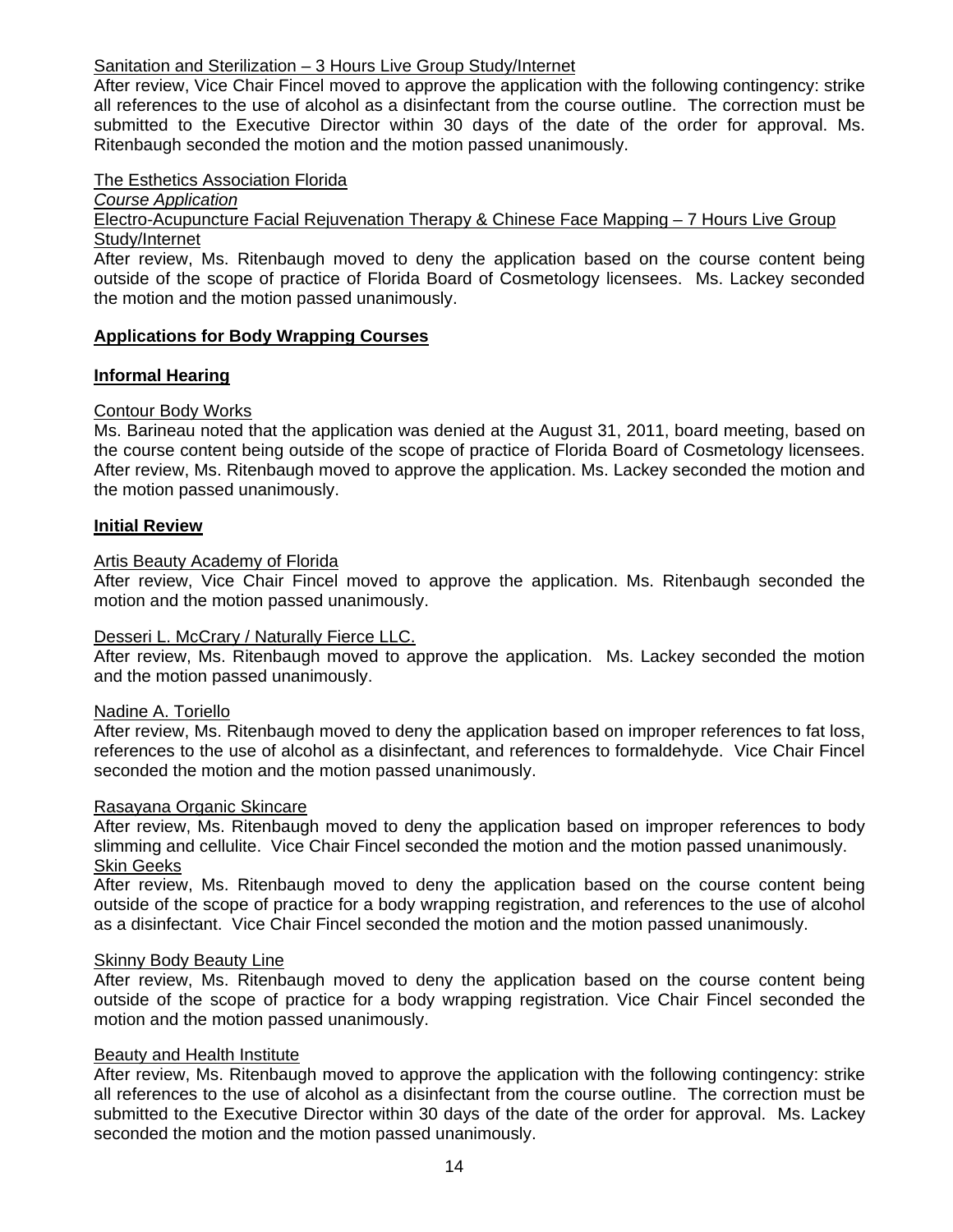Sanitation and Sterilization – 3 Hours Live Group Study/Internet

After review, Vice Chair Fincel moved to approve the application with the following contingency: strike all references to the use of alcohol as a disinfectant from the course outline. The correction must be submitted to the Executive Director within 30 days of the date of the order for approval. Ms. Ritenbaugh seconded the motion and the motion passed unanimously.

The Esthetics Association Florida

*Course Application*

Electro-Acupuncture Facial Rejuvenation Therapy & Chinese Face Mapping – 7 Hours Live Group Study/Internet

After review, Ms. Ritenbaugh moved to deny the application based on the course content being outside of the scope of practice of Florida Board of Cosmetology licensees. Ms. Lackey seconded the motion and the motion passed unanimously.

**Applications for Body Wrapping Courses**

**Informal Hearing**

Contour Body Works

Ms. Barineau noted that the application was denied at the August 31, 2011, board meeting, based on the course content being outside of the scope of practice of Florida Board of Cosmetology licensees. After review, Ms. Ritenbaugh moved to approve the application. Ms. Lackey seconded the motion and the motion passed unanimously.

**Initial Review**

Artis Beauty Academy of Florida

After review, Vice Chair Fincel moved to approve the application. Ms. Ritenbaugh seconded the motion and the motion passed unanimously.

Desseri L. McCrary / Naturally Fierce LLC.

After review, Ms. Ritenbaugh moved to approve the application. Ms. Lackey seconded the motion and the motion passed unanimously.

Nadine A. Toriello

After review, Ms. Ritenbaugh moved to deny the application based on improper references to fat loss, references to the use of alcohol as a disinfectant, and references to formaldehyde. Vice Chair Fincel seconded the motion and the motion passed unanimously.

Rasayana Organic Skincare

After review, Ms. Ritenbaugh moved to deny the application based on improper references to body slimming and cellulite. Vice Chair Fincel seconded the motion and the motion passed unanimously.

Skin Geeks

After review, Ms. Ritenbaugh moved to deny the application based on the course content being outside of the scope of practice for a body wrapping registration, and references to the use of alcohol as a disinfectant. Vice Chair Fincel seconded the motion and the motion passed unanimously.

Skinny Body Beauty Line

After review, Ms. Ritenbaugh moved to deny the application based on the course content being outside of the scope of practice for a body wrapping registration. Vice Chair Fincel seconded the motion and the motion passed unanimously.

Beauty and Health Institute

After review, Ms. Ritenbaugh moved to approve the application with the following contingency: strike all references to the use of alcohol as a disinfectant from the course outline. The correction must be submitted to the Executive Director within 30 days of the date of the order for approval. Ms. Lackey seconded the motion and the motion passed unanimously.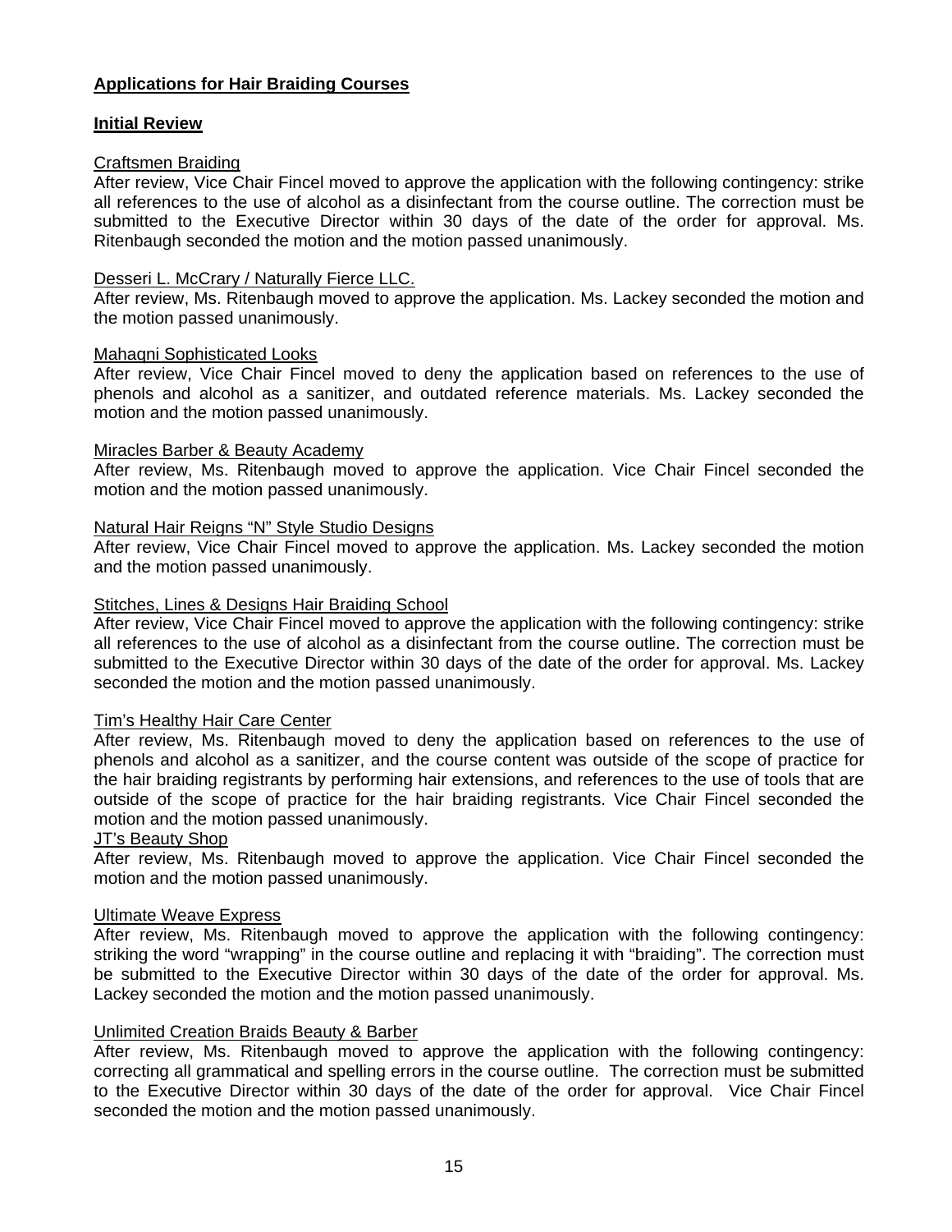**Applications for Hair Braiding Courses**

**Initial Review**

Craftsmen Braiding
After review, Vice Chair Fincel moved to approve the application with the following contingency: strike all references to the use of alcohol as a disinfectant from the course outline. The correction must be submitted to the Executive Director within 30 days of the date of the order for approval. Ms. Ritenbaugh seconded the motion and the motion passed unanimously.

Desseri L. McCrary / Naturally Fierce LLC.
After review, Ms. Ritenbaugh moved to approve the application. Ms. Lackey seconded the motion and the motion passed unanimously.

Mahagni Sophisticated Looks
After review, Vice Chair Fincel moved to deny the application based on references to the use of phenols and alcohol as a sanitizer, and outdated reference materials. Ms. Lackey seconded the motion and the motion passed unanimously.

Miracles Barber & Beauty Academy
After review, Ms. Ritenbaugh moved to approve the application. Vice Chair Fincel seconded the motion and the motion passed unanimously.

Natural Hair Reigns "N" Style Studio Designs
After review, Vice Chair Fincel moved to approve the application. Ms. Lackey seconded the motion and the motion passed unanimously.

Stitches, Lines & Designs Hair Braiding School
After review, Vice Chair Fincel moved to approve the application with the following contingency: strike all references to the use of alcohol as a disinfectant from the course outline. The correction must be submitted to the Executive Director within 30 days of the date of the order for approval. Ms. Lackey seconded the motion and the motion passed unanimously.

Tim's Healthy Hair Care Center
After review, Ms. Ritenbaugh moved to deny the application based on references to the use of phenols and alcohol as a sanitizer, and the course content was outside of the scope of practice for the hair braiding registrants by performing hair extensions, and references to the use of tools that are outside of the scope of practice for the hair braiding registrants. Vice Chair Fincel seconded the motion and the motion passed unanimously.

JT's Beauty Shop
After review, Ms. Ritenbaugh moved to approve the application. Vice Chair Fincel seconded the motion and the motion passed unanimously.

Ultimate Weave Express
After review, Ms. Ritenbaugh moved to approve the application with the following contingency: striking the word "wrapping" in the course outline and replacing it with "braiding". The correction must be submitted to the Executive Director within 30 days of the date of the order for approval. Ms. Lackey seconded the motion and the motion passed unanimously.

Unlimited Creation Braids Beauty & Barber
After review, Ms. Ritenbaugh moved to approve the application with the following contingency: correcting all grammatical and spelling errors in the course outline. The correction must be submitted to the Executive Director within 30 days of the date of the order for approval. Vice Chair Fincel seconded the motion and the motion passed unanimously.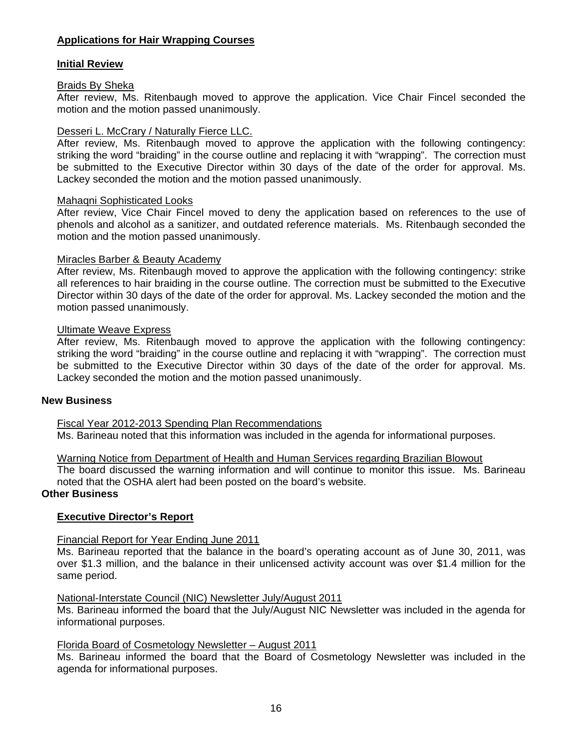**Applications for Hair Wrapping Courses**

**Initial Review**

Braids By Sheka

After review, Ms. Ritenbaugh moved to approve the application. Vice Chair Fincel seconded the motion and the motion passed unanimously.

Desseri L. McCrary / Naturally Fierce LLC.

After review, Ms. Ritenbaugh moved to approve the application with the following contingency: striking the word "braiding" in the course outline and replacing it with "wrapping". The correction must be submitted to the Executive Director within 30 days of the date of the order for approval. Ms. Lackey seconded the motion and the motion passed unanimously.

Mahaqni Sophisticated Looks

After review, Vice Chair Fincel moved to deny the application based on references to the use of phenols and alcohol as a sanitizer, and outdated reference materials. Ms. Ritenbaugh seconded the motion and the motion passed unanimously.

Miracles Barber & Beauty Academy

After review, Ms. Ritenbaugh moved to approve the application with the following contingency: strike all references to hair braiding in the course outline. The correction must be submitted to the Executive Director within 30 days of the date of the order for approval. Ms. Lackey seconded the motion and the motion passed unanimously.

Ultimate Weave Express

After review, Ms. Ritenbaugh moved to approve the application with the following contingency: striking the word "braiding" in the course outline and replacing it with "wrapping". The correction must be submitted to the Executive Director within 30 days of the date of the order for approval. Ms. Lackey seconded the motion and the motion passed unanimously.

**New Business**

Fiscal Year 2012-2013 Spending Plan Recommendations

Ms. Barineau noted that this information was included in the agenda for informational purposes.

Warning Notice from Department of Health and Human Services regarding Brazilian Blowout

The board discussed the warning information and will continue to monitor this issue. Ms. Barineau noted that the OSHA alert had been posted on the board's website.

**Other Business**

**Executive Director's Report**

Financial Report for Year Ending June 2011

Ms. Barineau reported that the balance in the board's operating account as of June 30, 2011, was over $1.3 million, and the balance in their unlicensed activity account was over $1.4 million for the same period.

National-Interstate Council (NIC) Newsletter July/August 2011

Ms. Barineau informed the board that the July/August NIC Newsletter was included in the agenda for informational purposes.

Florida Board of Cosmetology Newsletter – August 2011

Ms. Barineau informed the board that the Board of Cosmetology Newsletter was included in the agenda for informational purposes.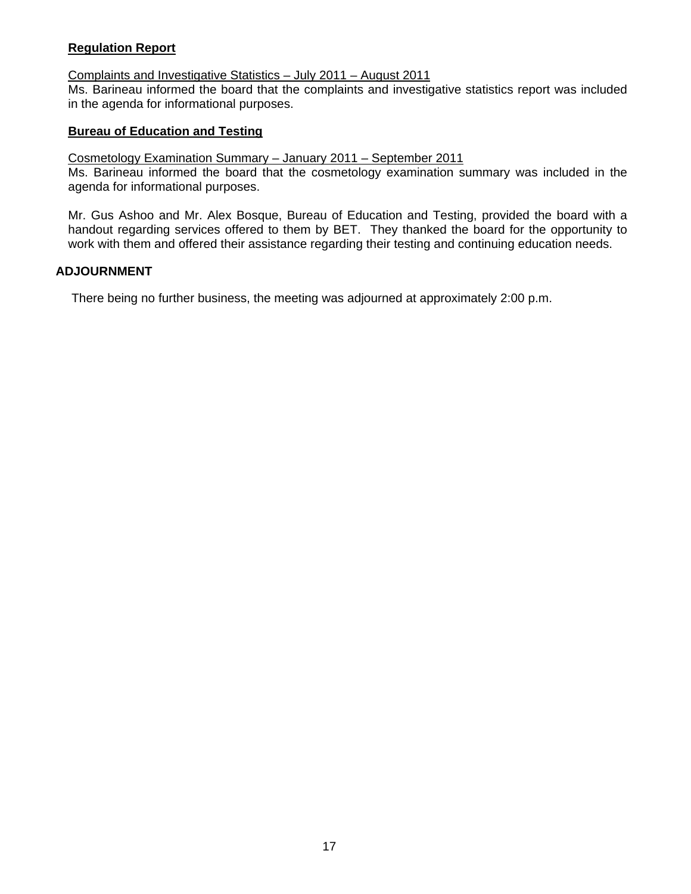**Regulation Report**

Complaints and Investigative Statistics – July 2011 – August 2011
Ms. Barineau informed the board that the complaints and investigative statistics report was included in the agenda for informational purposes.

**Bureau of Education and Testing**

Cosmetology Examination Summary – January 2011 – September 2011
Ms. Barineau informed the board that the cosmetology examination summary was included in the agenda for informational purposes.

Mr. Gus Ashoo and Mr. Alex Bosque, Bureau of Education and Testing, provided the board with a handout regarding services offered to them by BET. They thanked the board for the opportunity to work with them and offered their assistance regarding their testing and continuing education needs.

## ADJOURNMENT

There being no further business, the meeting was adjourned at approximately 2:00 p.m.